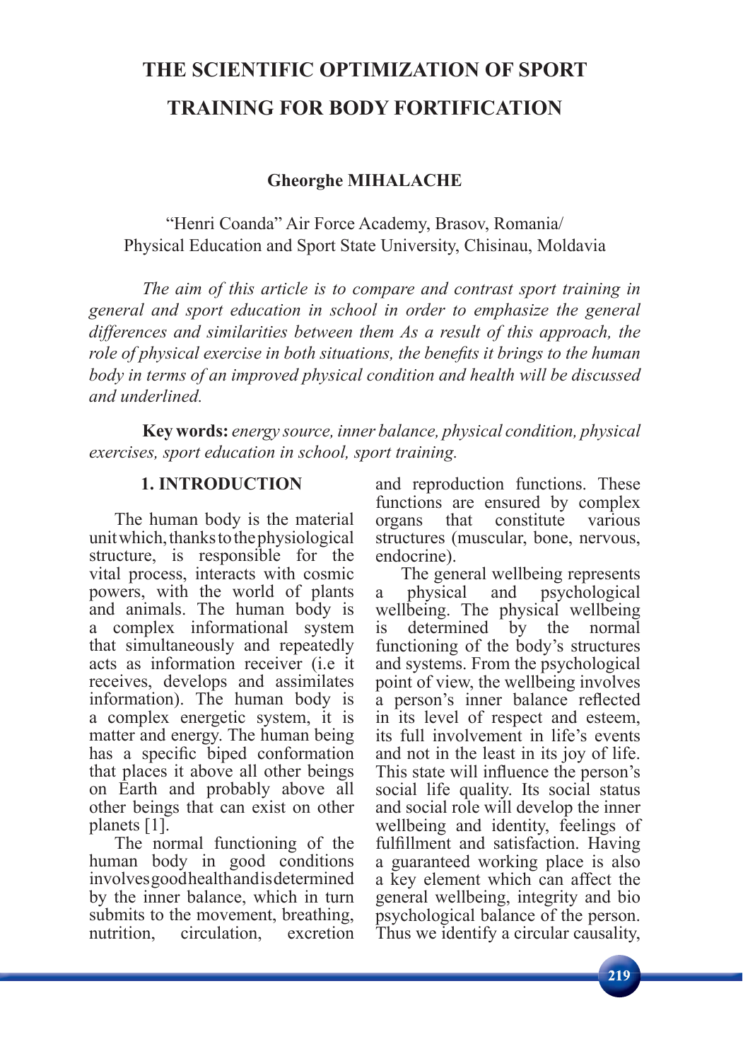# THE SCIENTIFIC OPTIMIZATION OF SPORT TRAINING FOR BODY FORTIFICATION

**Gheorghe MIHALACHE**

"Henri Coanda" Air Force Academy, Brasov, Romania/
Physical Education and Sport State University, Chisinau, Moldavia

*The aim of this article is to compare and contrast sport training in general and sport education in school in order to emphasize the general differences and similarities between them As a result of this approach, the role of physical exercise in both situations, the benefits it brings to the human body in terms of an improved physical condition and health will be discussed and underlined.*

**Key words:** *energy source, inner balance, physical condition, physical exercises, sport education in school, sport training.*

## 1. INTRODUCTION

The human body is the material unit which, thanks to the physiological structure, is responsible for the vital process, interacts with cosmic powers, with the world of plants and animals. The human body is a complex informational system that simultaneously and repeatedly acts as information receiver (i.e it receives, develops and assimilates information). The human body is a complex energetic system, it is matter and energy. The human being has a specific biped conformation that places it above all other beings on Earth and probably above all other beings that can exist on other planets [1].

The normal functioning of the human body in good conditions involves good health and is determined by the inner balance, which in turn submits to the movement, breathing, nutrition, circulation, excretion and reproduction functions. These functions are ensured by complex organs that constitute various structures (muscular, bone, nervous, endocrine).

The general wellbeing represents a physical and psychological wellbeing. The physical wellbeing is determined by the normal functioning of the body's structures and systems. From the psychological point of view, the wellbeing involves a person's inner balance reflected in its level of respect and esteem, its full involvement in life's events and not in the least in its joy of life. This state will influence the person's social life quality. Its social status and social role will develop the inner wellbeing and identity, feelings of fulfillment and satisfaction. Having a guaranteed working place is also a key element which can affect the general wellbeing, integrity and bio psychological balance of the person. Thus we identify a circular causality,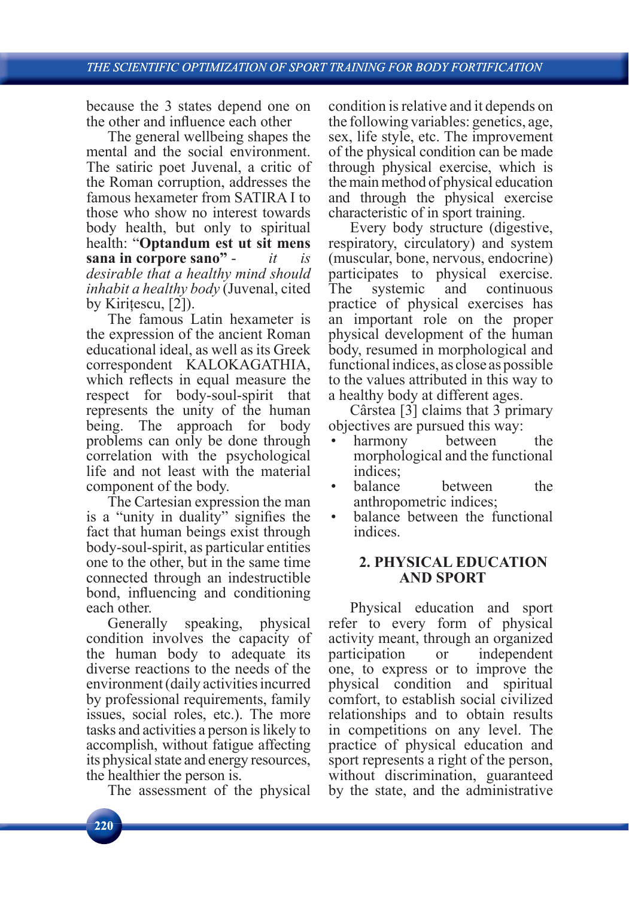because the 3 states depend one on the other and influence each other

The general wellbeing shapes the mental and the social environment. The satiric poet Juvenal, a critic of the Roman corruption, addresses the famous hexameter from SATIRA I to those who show no interest towards body health, but only to spiritual health: "**Optandum est ut sit mens sana in corpore sano**" - *it is desirable that a healthy mind should inhabit a healthy body* (Juvenal, cited by Kirițescu, [2]).

The famous Latin hexameter is the expression of the ancient Roman educational ideal, as well as its Greek correspondent KALOKAGATHIA, which reflects in equal measure the respect for body-soul-spirit that represents the unity of the human being. The approach for body problems can only be done through correlation with the psychological life and not least with the material component of the body.

The Cartesian expression the man is a "unity in duality" signifies the fact that human beings exist through body-soul-spirit, as particular entities one to the other, but in the same time connected through an indestructible bond, influencing and conditioning each other.

Generally speaking, physical condition involves the capacity of the human body to adequate its diverse reactions to the needs of the environment (daily activities incurred by professional requirements, family issues, social roles, etc.). The more tasks and activities a person is likely to accomplish, without fatigue affecting its physical state and energy resources, the healthier the person is.

The assessment of the physical condition is relative and it depends on the following variables: genetics, age, sex, life style, etc. The improvement of the physical condition can be made through physical exercise, which is the main method of physical education and through the physical exercise characteristic of in sport training.

Every body structure (digestive, respiratory, circulatory) and system (muscular, bone, nervous, endocrine) participates to physical exercise. The systemic and continuous practice of physical exercises has an important role on the proper physical development of the human body, resumed in morphological and functional indices, as close as possible to the values attributed in this way to a healthy body at different ages.

Cârstea [3] claims that 3 primary objectives are pursued this way:

- harmony between the morphological and the functional indices;
- balance between the anthropometric indices;
- balance between the functional indices.

## 2. PHYSICAL EDUCATION AND SPORT

Physical education and sport refer to every form of physical activity meant, through an organized participation or independent one, to express or to improve the physical condition and spiritual comfort, to establish social civilized relationships and to obtain results in competitions on any level. The practice of physical education and sport represents a right of the person, without discrimination, guaranteed by the state, and the administrative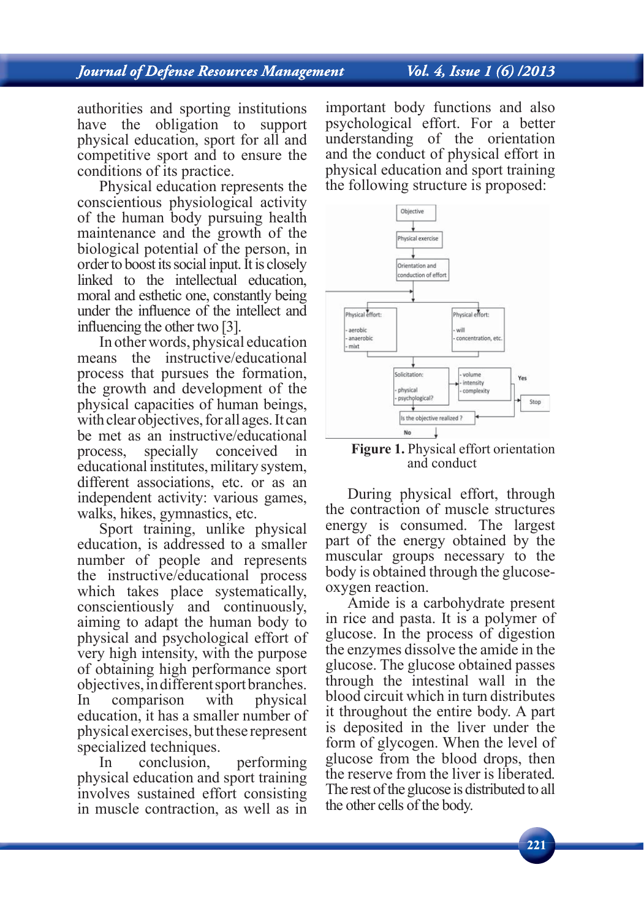authorities and sporting institutions have the obligation to support physical education, sport for all and competitive sport and to ensure the conditions of its practice.

Physical education represents the conscientious physiological activity of the human body pursuing health maintenance and the growth of the biological potential of the person, in order to boost its social input. It is closely linked to the intellectual education, moral and esthetic one, constantly being under the influence of the intellect and influencing the other two [3].

In other words, physical education means the instructive/educational process that pursues the formation, the growth and development of the physical capacities of human beings, with clear objectives, for all ages. It can be met as an instructive/educational process, specially conceived in educational institutes, military system, different associations, etc. or as an independent activity: various games, walks, hikes, gymnastics, etc.

Sport training, unlike physical education, is addressed to a smaller number of people and represents the instructive/educational process which takes place systematically, conscientiously and continuously, aiming to adapt the human body to physical and psychological effort of very high intensity, with the purpose of obtaining high performance sport objectives, in different sport branches. In comparison with physical education, it has a smaller number of physical exercises, but these represent specialized techniques.

In conclusion, performing physical education and sport training involves sustained effort consisting in muscle contraction, as well as in important body functions and also psychological effort. For a better understanding of the orientation and the conduct of physical effort in physical education and sport training the following structure is proposed:

**Figure 1.** Physical effort orientation and conduct

During physical effort, through the contraction of muscle structures energy is consumed. The largest part of the energy obtained by the muscular groups necessary to the body is obtained through the glucose-oxygen reaction.

Amide is a carbohydrate present in rice and pasta. It is a polymer of glucose. In the process of digestion the enzymes dissolve the amide in the glucose. The glucose obtained passes through the intestinal wall in the blood circuit which in turn distributes it throughout the entire body. A part is deposited in the liver under the form of glycogen. When the level of glucose from the blood drops, then the reserve from the liver is liberated. The rest of the glucose is distributed to all the other cells of the body.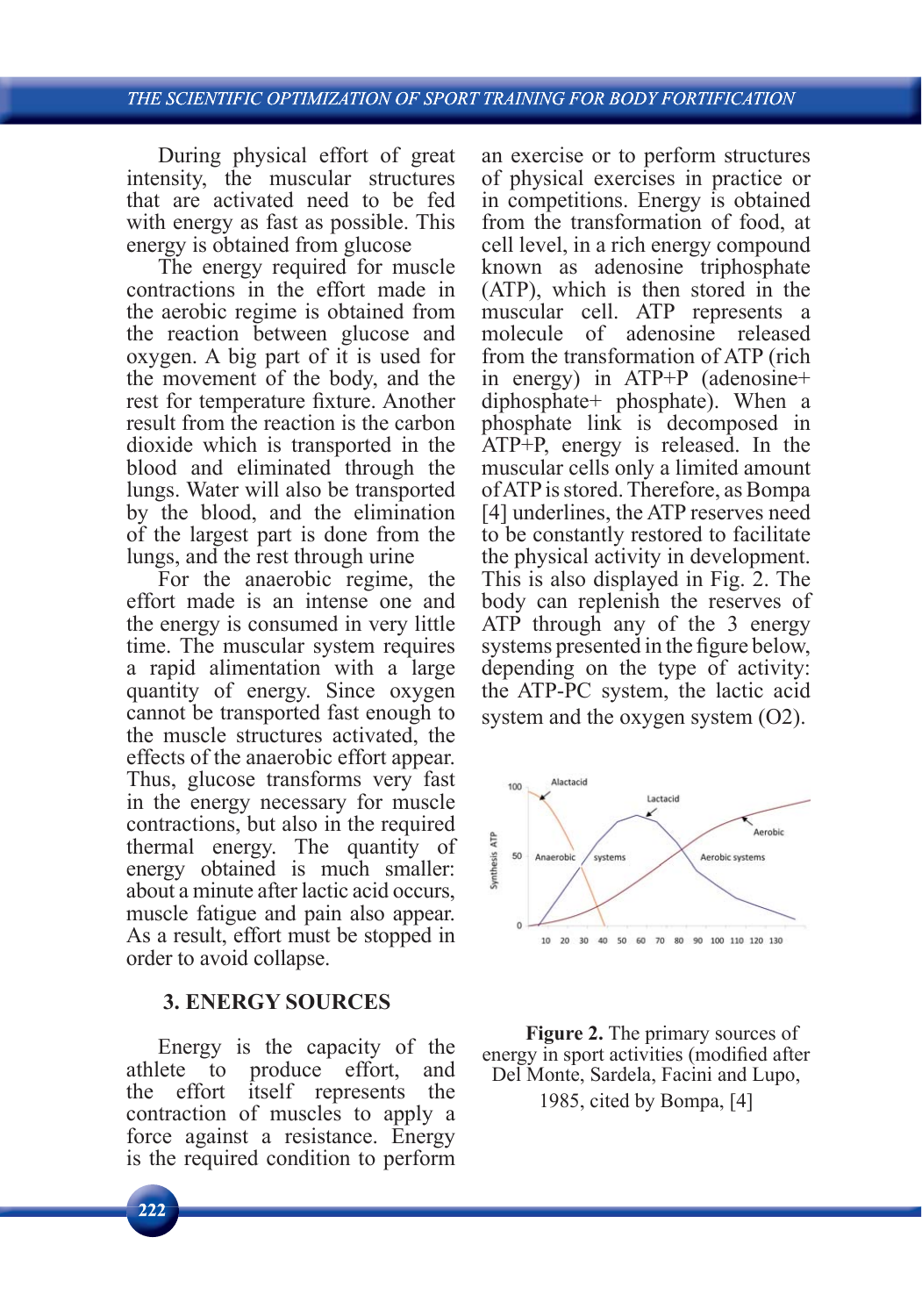During physical effort of great intensity, the muscular structures that are activated need to be fed with energy as fast as possible. This energy is obtained from glucose

The energy required for muscle contractions in the effort made in the aerobic regime is obtained from the reaction between glucose and oxygen. A big part of it is used for the movement of the body, and the rest for temperature fixture. Another result from the reaction is the carbon dioxide which is transported in the blood and eliminated through the lungs. Water will also be transported by the blood, and the elimination of the largest part is done from the lungs, and the rest through urine

For the anaerobic regime, the effort made is an intense one and the energy is consumed in very little time. The muscular system requires a rapid alimentation with a large quantity of energy. Since oxygen cannot be transported fast enough to the muscle structures activated, the effects of the anaerobic effort appear. Thus, glucose transforms very fast in the energy necessary for muscle contractions, but also in the required thermal energy. The quantity of energy obtained is much smaller: about a minute after lactic acid occurs, muscle fatigue and pain also appear. As a result, effort must be stopped in order to avoid collapse.

## 3. ENERGY SOURCES

Energy is the capacity of the athlete to produce effort, and the effort itself represents the contraction of muscles to apply a force against a resistance. Energy is the required condition to perform an exercise or to perform structures of physical exercises in practice or in competitions. Energy is obtained from the transformation of food, at cell level, in a rich energy compound known as adenosine triphosphate (ATP), which is then stored in the muscular cell. ATP represents a molecule of adenosine released from the transformation of ATP (rich in energy) in ATP+P (adenosine+ diphosphate+ phosphate). When a phosphate link is decomposed in ATP+P, energy is released. In the muscular cells only a limited amount of ATP is stored. Therefore, as Bompa [4] underlines, the ATP reserves need to be constantly restored to facilitate the physical activity in development. This is also displayed in Fig. 2. The body can replenish the reserves of ATP through any of the 3 energy systems presented in the figure below, depending on the type of activity: the ATP-PC system, the lactic acid system and the oxygen system (O2).

**Figure 2.** The primary sources of energy in sport activities (modified after Del Monte, Sardela, Facini and Lupo, 1985, cited by Bompa, [4]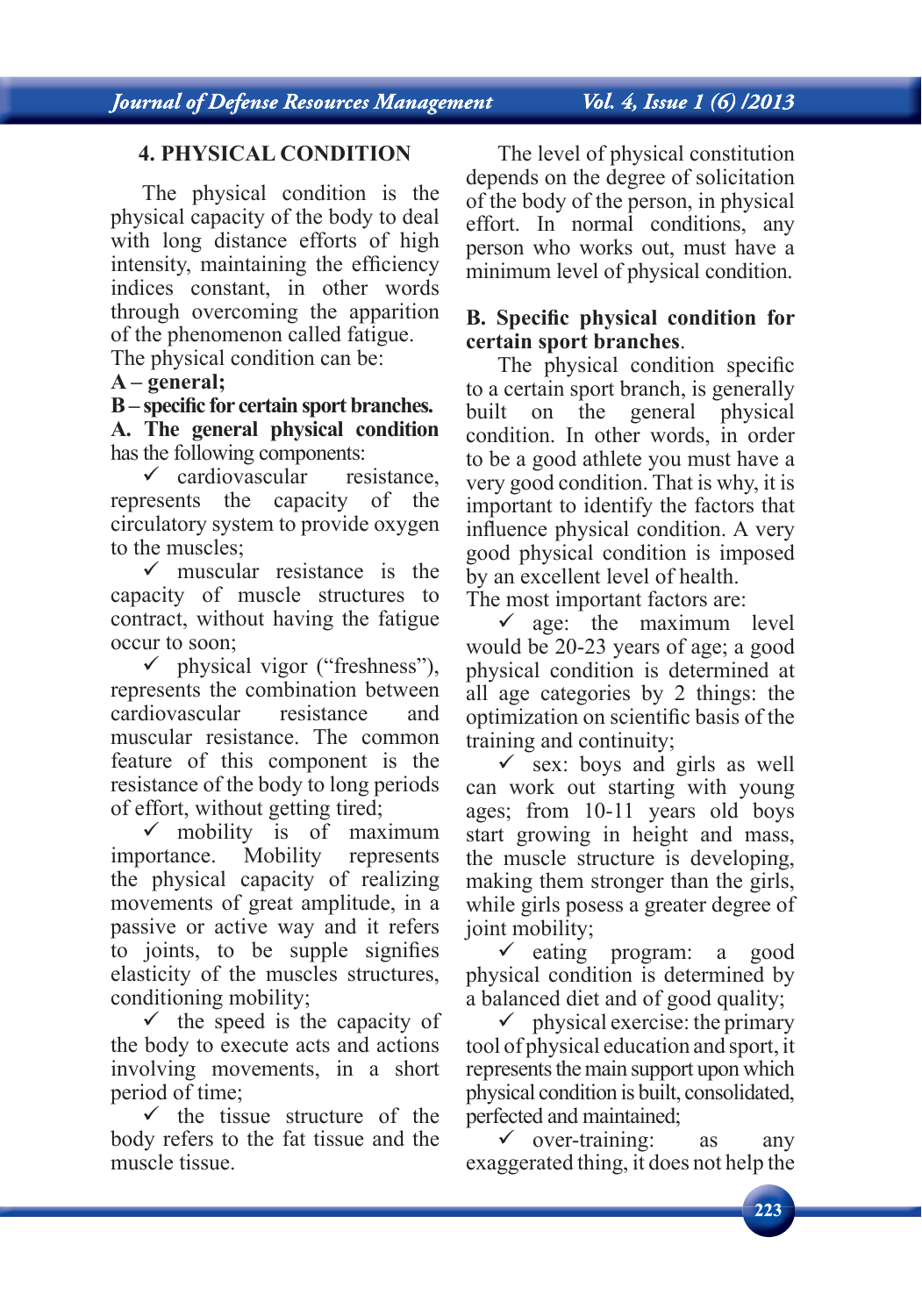## 4. PHYSICAL CONDITION

The physical condition is the physical capacity of the body to deal with long distance efforts of high intensity, maintaining the efficiency indices constant, in other words through overcoming the apparition of the phenomenon called fatigue.

The physical condition can be:

**A – general;**

**B – specific for certain sport branches.**

**A. The general physical condition** has the following components:

- ✓ cardiovascular resistance, represents the capacity of the circulatory system to provide oxygen to the muscles;
- ✓ muscular resistance is the capacity of muscle structures to contract, without having the fatigue occur to soon;
- ✓ physical vigor ("freshness"), represents the combination between cardiovascular resistance and muscular resistance. The common feature of this component is the resistance of the body to long periods of effort, without getting tired;
- ✓ mobility is of maximum importance. Mobility represents the physical capacity of realizing movements of great amplitude, in a passive or active way and it refers to joints, to be supple signifies elasticity of the muscles structures, conditioning mobility;
- ✓ the speed is the capacity of the body to execute acts and actions involving movements, in a short period of time;
- ✓ the tissue structure of the body refers to the fat tissue and the muscle tissue.

The level of physical constitution depends on the degree of solicitation of the body of the person, in physical effort. In normal conditions, any person who works out, must have a minimum level of physical condition.

**B. Specific physical condition for certain sport branches**.

The physical condition specific to a certain sport branch, is generally built on the general physical condition. In other words, in order to be a good athlete you must have a very good condition. That is why, it is important to identify the factors that influence physical condition. A very good physical condition is imposed by an excellent level of health.

The most important factors are:

- ✓ age: the maximum level would be 20-23 years of age; a good physical condition is determined at all age categories by 2 things: the optimization on scientific basis of the training and continuity;
- ✓ sex: boys and girls as well can work out starting with young ages; from 10-11 years old boys start growing in height and mass, the muscle structure is developing, making them stronger than the girls, while girls posess a greater degree of joint mobility;
- ✓ eating program: a good physical condition is determined by a balanced diet and of good quality;
- ✓ physical exercise: the primary tool of physical education and sport, it represents the main support upon which physical condition is built, consolidated, perfected and maintained;
- ✓ over-training: as any exaggerated thing, it does not help the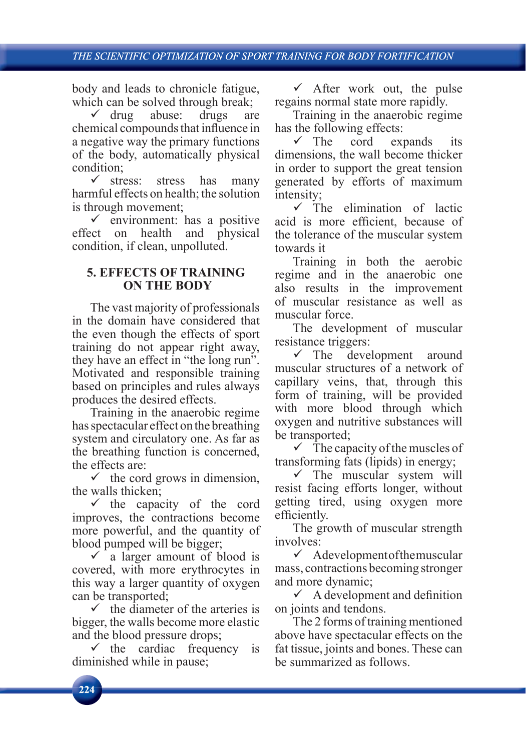body and leads to chronicle fatigue, which can be solved through break;

- ✓ drug abuse: drugs are chemical compounds that influence in a negative way the primary functions of the body, automatically physical condition;
- ✓ stress: stress has many harmful effects on health; the solution is through movement;
- ✓ environment: has a positive effect on health and physical condition, if clean, unpolluted.

## 5. EFFECTS OF TRAINING ON THE BODY

The vast majority of professionals in the domain have considered that the even though the effects of sport training do not appear right away, they have an effect in "the long run". Motivated and responsible training based on principles and rules always produces the desired effects.

Training in the anaerobic regime has spectacular effect on the breathing system and circulatory one. As far as the breathing function is concerned, the effects are:

- ✓ the cord grows in dimension, the walls thicken;
- ✓ the capacity of the cord improves, the contractions become more powerful, and the quantity of blood pumped will be bigger;
- ✓ a larger amount of blood is covered, with more erythrocytes in this way a larger quantity of oxygen can be transported;
- ✓ the diameter of the arteries is bigger, the walls become more elastic and the blood pressure drops;
- ✓ the cardiac frequency is diminished while in pause;
- ✓ After work out, the pulse regains normal state more rapidly.

Training in the anaerobic regime has the following effects:

- ✓ The cord expands its dimensions, the wall become thicker in order to support the great tension generated by efforts of maximum intensity;
- ✓ The elimination of lactic acid is more efficient, because of the tolerance of the muscular system towards it

Training in both the aerobic regime and in the anaerobic one also results in the improvement of muscular resistance as well as muscular force.

The development of muscular resistance triggers:

- ✓ The development around muscular structures of a network of capillary veins, that, through this form of training, will be provided with more blood through which oxygen and nutritive substances will be transported;
- ✓ The capacity of the muscles of transforming fats (lipids) in energy;
- ✓ The muscular system will resist facing efforts longer, without getting tired, using oxygen more efficiently.

The growth of muscular strength involves:

- ✓ A development of the muscular mass, contractions becoming stronger and more dynamic;
- ✓ A development and definition on joints and tendons.

The 2 forms of training mentioned above have spectacular effects on the fat tissue, joints and bones. These can be summarized as follows.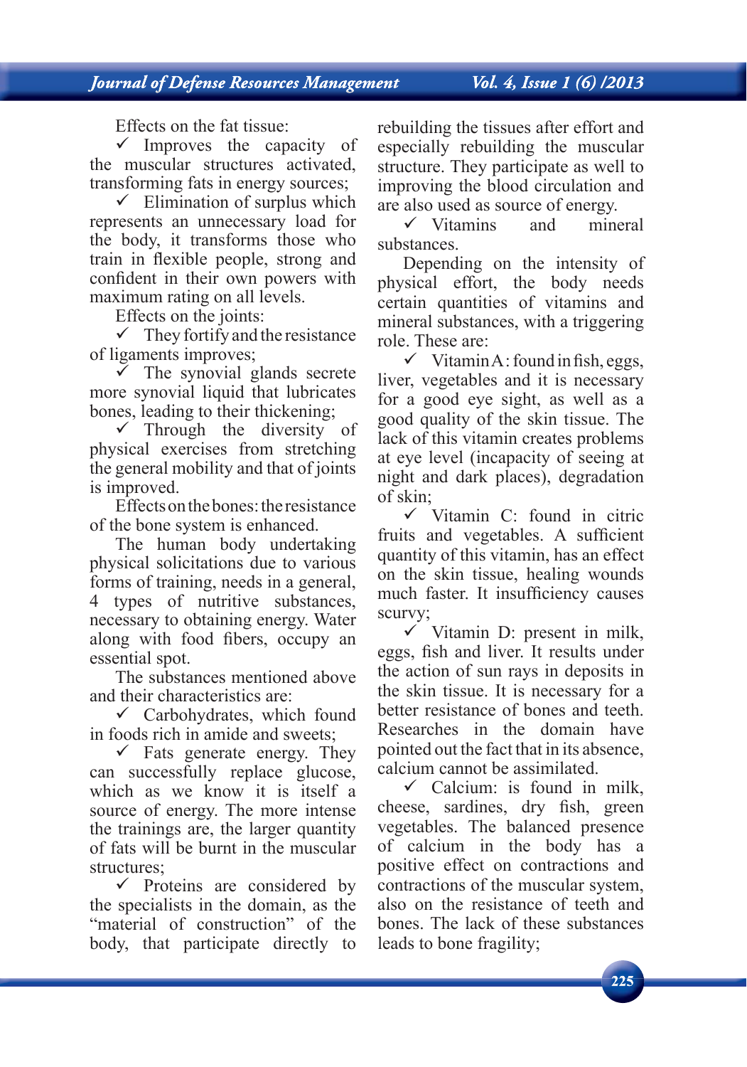Effects on the fat tissue:

- ✓ Improves the capacity of the muscular structures activated, transforming fats in energy sources;
- ✓ Elimination of surplus which represents an unnecessary load for the body, it transforms those who train in flexible people, strong and confident in their own powers with maximum rating on all levels.

Effects on the joints:

- ✓ They fortify and the resistance of ligaments improves;
- ✓ The synovial glands secrete more synovial liquid that lubricates bones, leading to their thickening;
- ✓ Through the diversity of physical exercises from stretching the general mobility and that of joints is improved.

Effects on the bones: the resistance of the bone system is enhanced.

The human body undertaking physical solicitations due to various forms of training, needs in a general, 4 types of nutritive substances, necessary to obtaining energy. Water along with food fibers, occupy an essential spot.

The substances mentioned above and their characteristics are:

- ✓ Carbohydrates, which found in foods rich in amide and sweets;
- ✓ Fats generate energy. They can successfully replace glucose, which as we know it is itself a source of energy. The more intense the trainings are, the larger quantity of fats will be burnt in the muscular structures;
- ✓ Proteins are considered by the specialists in the domain, as the "material of construction" of the body, that participate directly to rebuilding the tissues after effort and especially rebuilding the muscular structure. They participate as well to improving the blood circulation and are also used as source of energy.
- ✓ Vitamins and mineral substances.

Depending on the intensity of physical effort, the body needs certain quantities of vitamins and mineral substances, with a triggering role. These are:

- ✓ Vitamin A: found in fish, eggs, liver, vegetables and it is necessary for a good eye sight, as well as a good quality of the skin tissue. The lack of this vitamin creates problems at eye level (incapacity of seeing at night and dark places), degradation of skin;
- ✓ Vitamin C: found in citric fruits and vegetables. A sufficient quantity of this vitamin, has an effect on the skin tissue, healing wounds much faster. It insufficiency causes scurvy;
- ✓ Vitamin D: present in milk, eggs, fish and liver. It results under the action of sun rays in deposits in the skin tissue. It is necessary for a better resistance of bones and teeth. Researches in the domain have pointed out the fact that in its absence, calcium cannot be assimilated.
- ✓ Calcium: is found in milk, cheese, sardines, dry fish, green vegetables. The balanced presence of calcium in the body has a positive effect on contractions and contractions of the muscular system, also on the resistance of teeth and bones. The lack of these substances leads to bone fragility;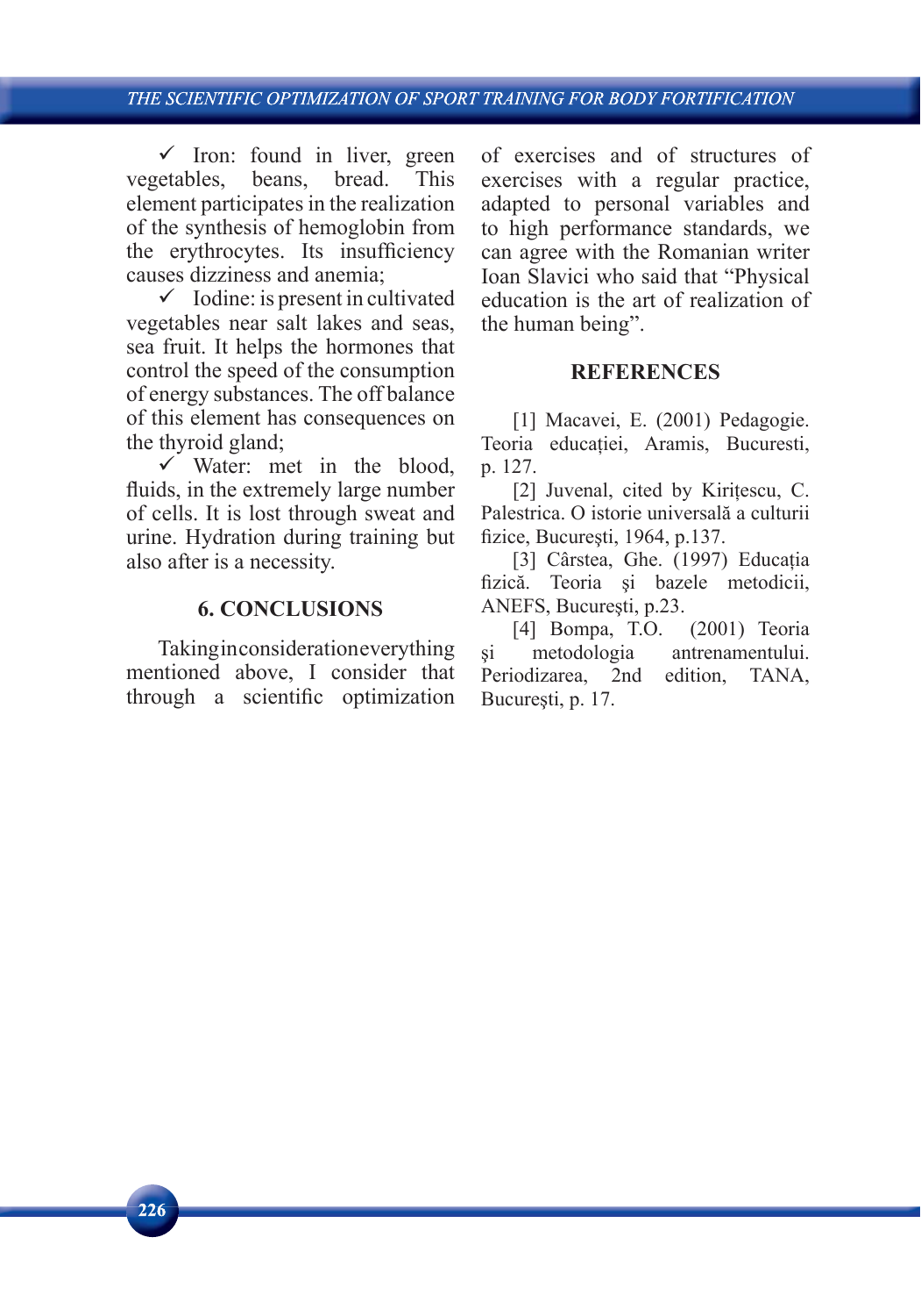- ✓ Iron: found in liver, green vegetables, beans, bread. This element participates in the realization of the synthesis of hemoglobin from the erythrocytes. Its insufficiency causes dizziness and anemia;
- ✓ Iodine: is present in cultivated vegetables near salt lakes and seas, sea fruit. It helps the hormones that control the speed of the consumption of energy substances. The off balance of this element has consequences on the thyroid gland;
- ✓ Water: met in the blood, fluids, in the extremely large number of cells. It is lost through sweat and urine. Hydration during training but also after is a necessity.

## 6. CONCLUSIONS

Takinginconsiderationeverything mentioned above, I consider that through a scientific optimization of exercises and of structures of exercises with a regular practice, adapted to personal variables and to high performance standards, we can agree with the Romanian writer Ioan Slavici who said that "Physical education is the art of realization of the human being".

## REFERENCES

[1] Macavei, E. (2001) Pedagogie. Teoria educației, Aramis, Bucuresti, p. 127.

[2] Juvenal, cited by Kirițescu, C. Palestrica. O istorie universală a culturii fizice, Bucureşti, 1964, p.137.

[3] Cârstea, Ghe. (1997) Educația fizică. Teoria şi bazele metodicii, ANEFS, Bucureşti, p.23.

[4] Bompa, T.O. (2001) Teoria şi metodologia antrenamentului. Periodizarea, 2nd edition, TANA, Bucureşti, p. 17.